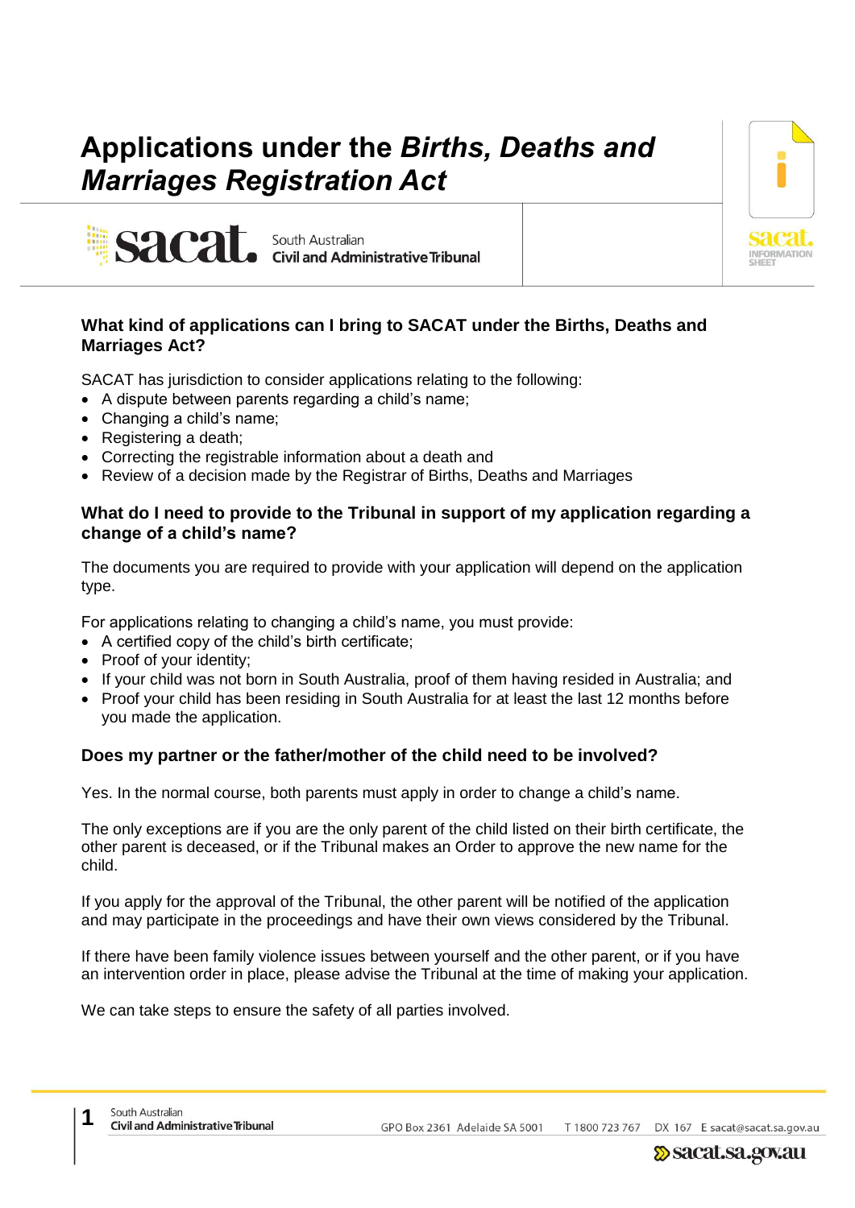# Applications under the *Births, Deaths and Marriages Registration Act*

**sacat.** South Australian **Civil and Administrative Tribunal**

## What kind of applications can I bring to SACAT under the Births, Deaths and Marriages Act?

SACAT has jurisdiction to consider applications relating to the following:

- A dispute between parents regarding a child's name;
- Changing a child's name;
- Registering a death;
- Correcting the registrable information about a death and
- Review of a decision made by the Registrar of Births, Deaths and Marriages

## What do I need to provide to the Tribunal in support of my application regarding a change of a child's name?

The documents you are required to provide with your application will depend on the application type.

For applications relating to changing a child's name, you must provide:

- A certified copy of the child's birth certificate;
- Proof of your identity;
- If your child was not born in South Australia, proof of them having resided in Australia; and
- Proof your child has been residing in South Australia for at least the last 12 months before you made the application.

## Does my partner or the father/mother of the child need to be involved?

Yes. In the normal course, both parents must apply in order to change a child's name.

The only exceptions are if you are the only parent of the child listed on their birth certificate, the other parent is deceased, or if the Tribunal makes an Order to approve the new name for the child.

If you apply for the approval of the Tribunal, the other parent will be notified of the application and may participate in the proceedings and have their own views considered by the Tribunal.

If there have been family violence issues between yourself and the other parent, or if you have an intervention order in place, please advise the Tribunal at the time of making your application.

We can take steps to ensure the safety of all parties involved.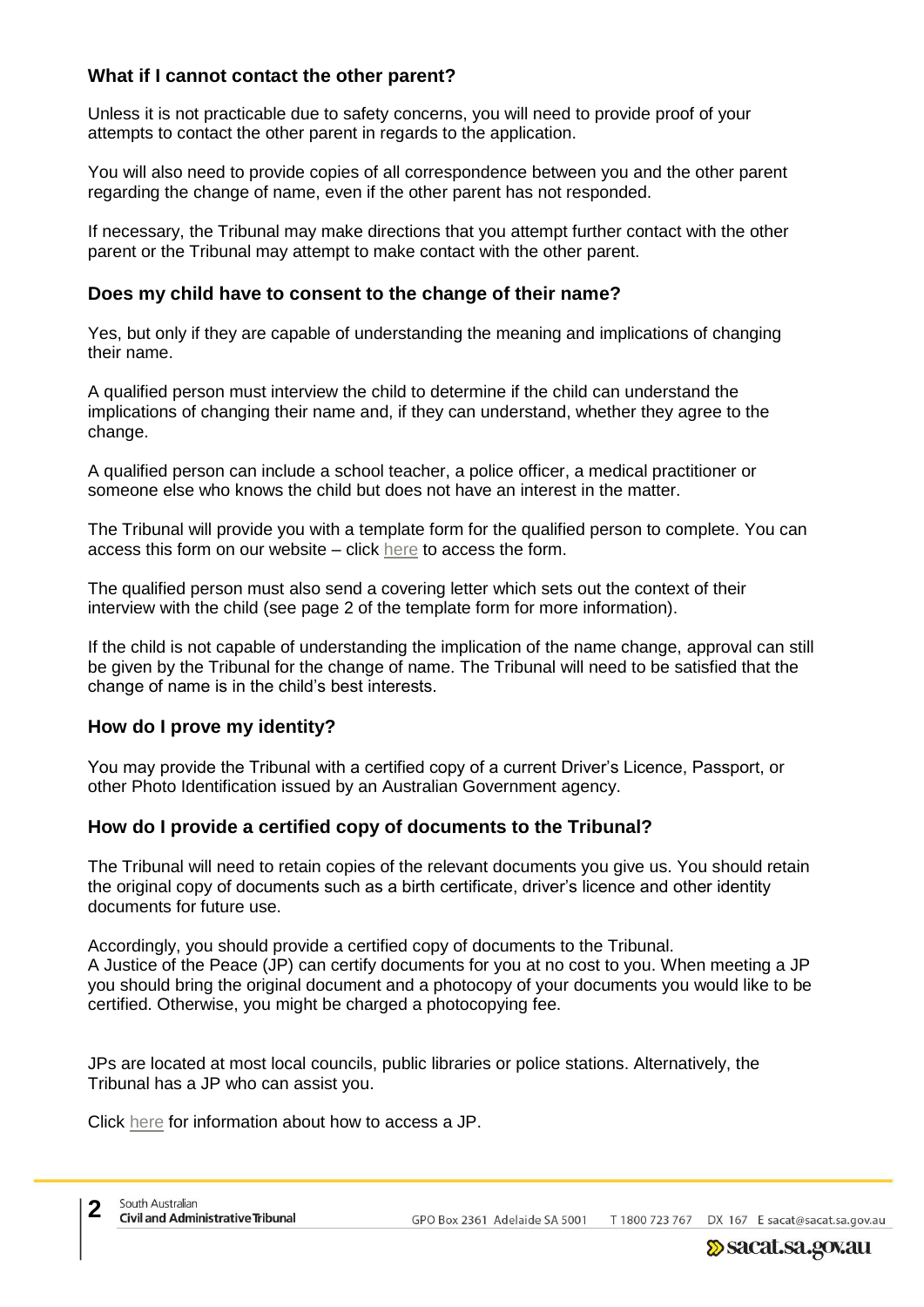### What if I cannot contact the other parent?

Unless it is not practicable due to safety concerns, you will need to provide proof of your attempts to contact the other parent in regards to the application.

You will also need to provide copies of all correspondence between you and the other parent regarding the change of name, even if the other parent has not responded.

If necessary, the Tribunal may make directions that you attempt further contact with the other parent or the Tribunal may attempt to make contact with the other parent.

### Does my child have to consent to the change of their name?

Yes, but only if they are capable of understanding the meaning and implications of changing their name.

A qualified person must interview the child to determine if the child can understand the implications of changing their name and, if they can understand, whether they agree to the change.

A qualified person can include a school teacher, a police officer, a medical practitioner or someone else who knows the child but does not have an interest in the matter.

The Tribunal will provide you with a template form for the qualified person to complete. You can access this form on our website – click here to access the form.

The qualified person must also send a covering letter which sets out the context of their interview with the child (see page 2 of the template form for more information).

If the child is not capable of understanding the implication of the name change, approval can still be given by the Tribunal for the change of name. The Tribunal will need to be satisfied that the change of name is in the child's best interests.

### How do I prove my identity?

You may provide the Tribunal with a certified copy of a current Driver's Licence, Passport, or other Photo Identification issued by an Australian Government agency.

### How do I provide a certified copy of documents to the Tribunal?

The Tribunal will need to retain copies of the relevant documents you give us. You should retain the original copy of documents such as a birth certificate, driver's licence and other identity documents for future use.

Accordingly, you should provide a certified copy of documents to the Tribunal.
A Justice of the Peace (JP) can certify documents for you at no cost to you. When meeting a JP you should bring the original document and a photocopy of your documents you would like to be certified. Otherwise, you might be charged a photocopying fee.

JPs are located at most local councils, public libraries or police stations. Alternatively, the Tribunal has a JP who can assist you.

Click here for information about how to access a JP.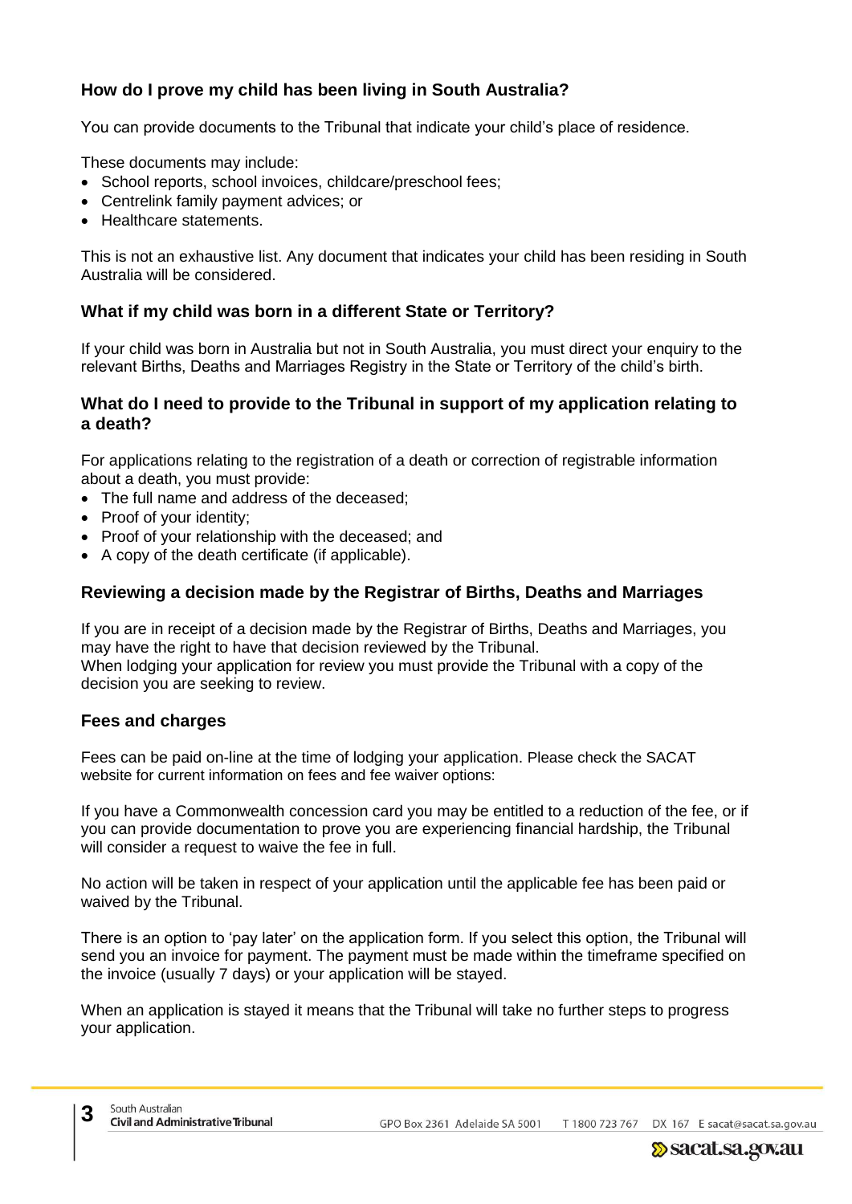### How do I prove my child has been living in South Australia?

You can provide documents to the Tribunal that indicate your child's place of residence.

These documents may include:

- School reports, school invoices, childcare/preschool fees;
- Centrelink family payment advices; or
- Healthcare statements.

This is not an exhaustive list. Any document that indicates your child has been residing in South Australia will be considered.

### What if my child was born in a different State or Territory?

If your child was born in Australia but not in South Australia, you must direct your enquiry to the relevant Births, Deaths and Marriages Registry in the State or Territory of the child's birth.

### What do I need to provide to the Tribunal in support of my application relating to a death?

For applications relating to the registration of a death or correction of registrable information about a death, you must provide:

- The full name and address of the deceased;
- Proof of your identity;
- Proof of your relationship with the deceased; and
- A copy of the death certificate (if applicable).

### Reviewing a decision made by the Registrar of Births, Deaths and Marriages

If you are in receipt of a decision made by the Registrar of Births, Deaths and Marriages, you may have the right to have that decision reviewed by the Tribunal.
When lodging your application for review you must provide the Tribunal with a copy of the decision you are seeking to review.

### Fees and charges

Fees can be paid on-line at the time of lodging your application. Please check the SACAT website for current information on fees and fee waiver options:

If you have a Commonwealth concession card you may be entitled to a reduction of the fee, or if you can provide documentation to prove you are experiencing financial hardship, the Tribunal will consider a request to waive the fee in full.

No action will be taken in respect of your application until the applicable fee has been paid or waived by the Tribunal.

There is an option to 'pay later' on the application form. If you select this option, the Tribunal will send you an invoice for payment. The payment must be made within the timeframe specified on the invoice (usually 7 days) or your application will be stayed.

When an application is stayed it means that the Tribunal will take no further steps to progress your application.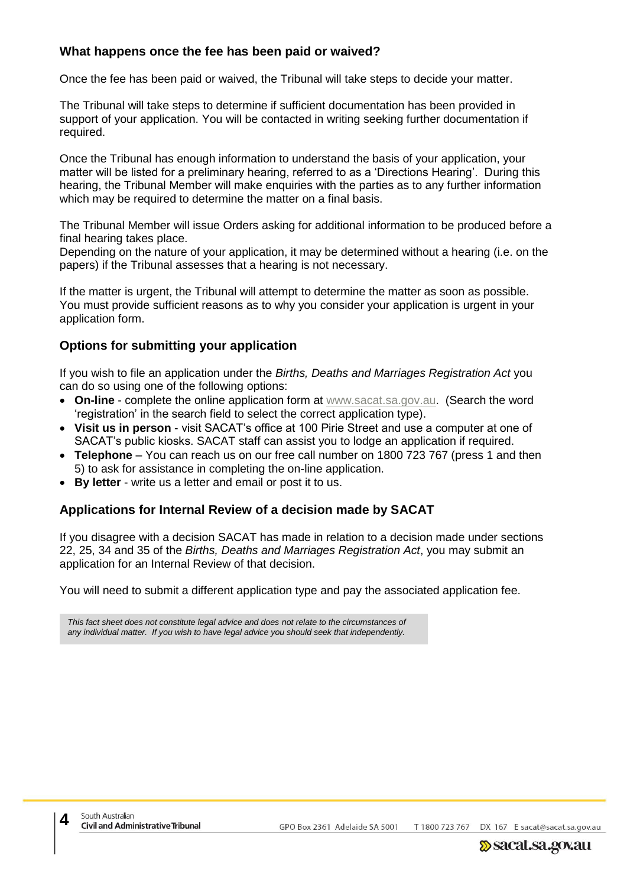## What happens once the fee has been paid or waived?

Once the fee has been paid or waived, the Tribunal will take steps to decide your matter.

The Tribunal will take steps to determine if sufficient documentation has been provided in support of your application. You will be contacted in writing seeking further documentation if required.

Once the Tribunal has enough information to understand the basis of your application, your matter will be listed for a preliminary hearing, referred to as a 'Directions Hearing'. During this hearing, the Tribunal Member will make enquiries with the parties as to any further information which may be required to determine the matter on a final basis.

The Tribunal Member will issue Orders asking for additional information to be produced before a final hearing takes place.
Depending on the nature of your application, it may be determined without a hearing (i.e. on the papers) if the Tribunal assesses that a hearing is not necessary.

If the matter is urgent, the Tribunal will attempt to determine the matter as soon as possible. You must provide sufficient reasons as to why you consider your application is urgent in your application form.

## Options for submitting your application

If you wish to file an application under the *Births, Deaths and Marriages Registration Act* you can do so using one of the following options:

- **On-line** - complete the online application form at www.sacat.sa.gov.au. (Search the word 'registration' in the search field to select the correct application type).
- **Visit us in person** - visit SACAT's office at 100 Pirie Street and use a computer at one of SACAT's public kiosks. SACAT staff can assist you to lodge an application if required.
- **Telephone** – You can reach us on our free call number on 1800 723 767 (press 1 and then 5) to ask for assistance in completing the on-line application.
- **By letter** - write us a letter and email or post it to us.

## Applications for Internal Review of a decision made by SACAT

If you disagree with a decision SACAT has made in relation to a decision made under sections 22, 25, 34 and 35 of the *Births, Deaths and Marriages Registration Act*, you may submit an application for an Internal Review of that decision.

You will need to submit a different application type and pay the associated application fee.

*This fact sheet does not constitute legal advice and does not relate to the circumstances of any individual matter. If you wish to have legal advice you should seek that independently.*